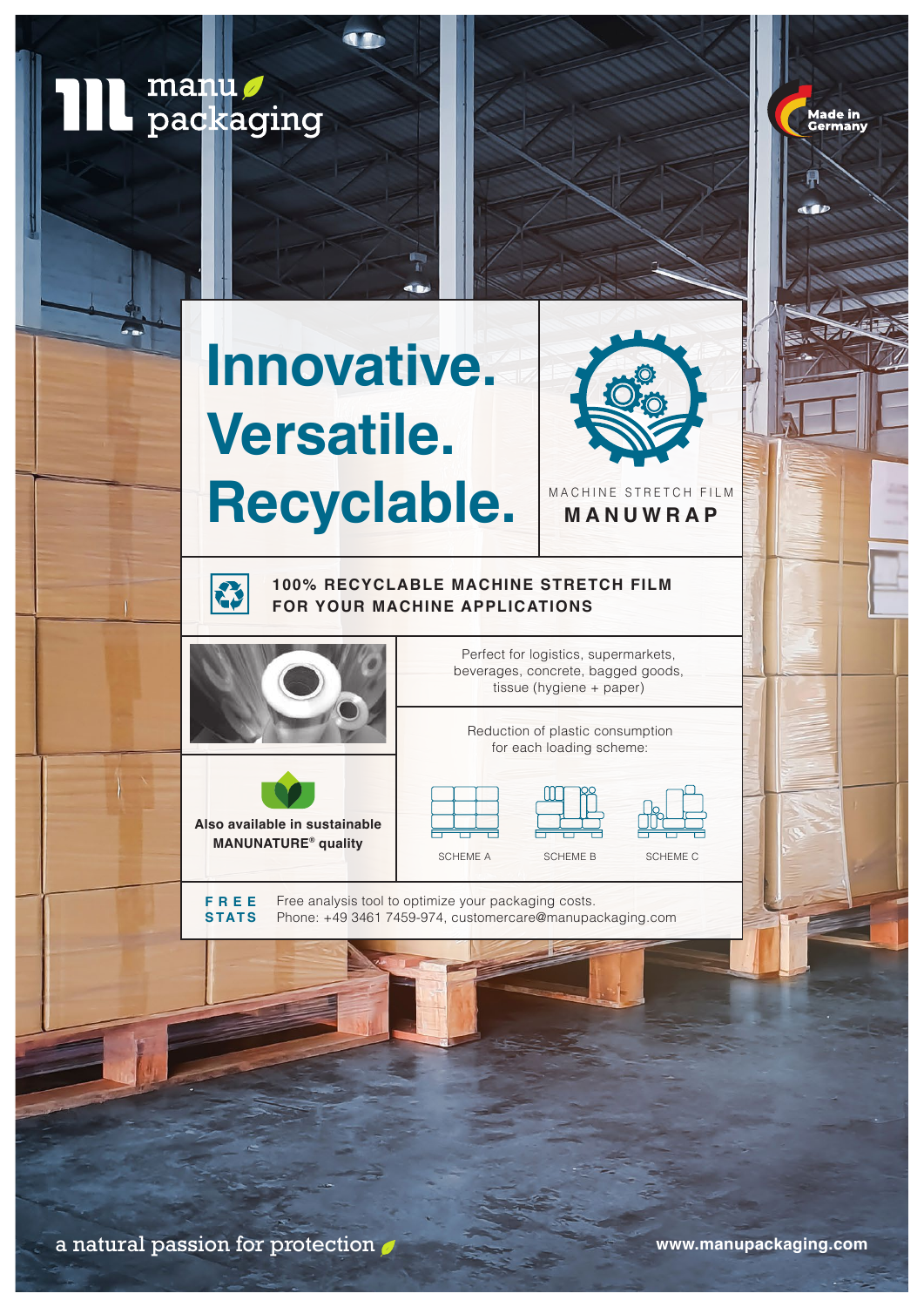manu packaging

Made in Germany

# Innovative. Versatile. Recyclable.

MACHINE STRETCH FILM

## MANUWRAP

**100% RECYCLABLE MACHINE STRETCH FILM FOR YOUR MACHINE APPLICATIONS**

Perfect for logistics, supermarkets, beverages, concrete, bagged goods, tissue (hygiene + paper)

**Also available in sustainable MANUNATURE® quality**

Reduction of plastic consumption for each loading scheme:

SCHEME A

SCHEME B

SCHEME C

**FREE STATS** Free analysis tool to optimize your packaging costs.
Phone: +49 3461 7459-974, customercare@manupackaging.com

a natural passion for protection

**www.manupackaging.com**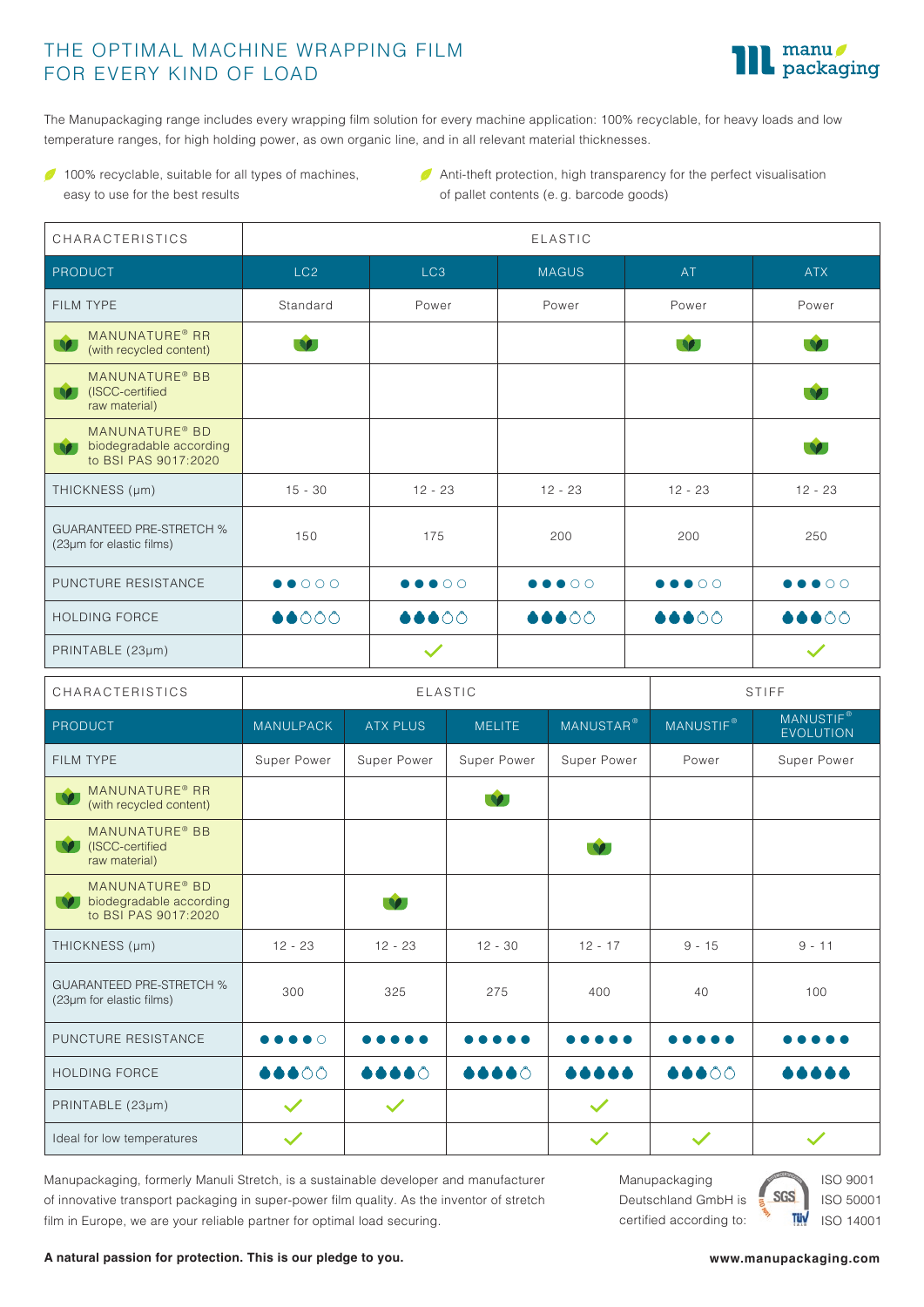# THE OPTIMAL MACHINE WRAPPING FILM FOR EVERY KIND OF LOAD

The Manupackaging range includes every wrapping film solution for every machine application: 100% recyclable, for heavy loads and low temperature ranges, for high holding power, as own organic line, and in all relevant material thicknesses.

- 100% recyclable, suitable for all types of machines, easy to use for the best results
- Anti-theft protection, high transparency for the perfect visualisation of pallet contents (e. g. barcode goods)

| CHARACTERISTICS | ELASTIC | | | | |
|---|---|---|---|---|---|
| PRODUCT | LC2 | LC3 | MAGUS | AT | ATX |
| FILM TYPE | Standard | Power | Power | Power | Power |
| MANUNATURE® RR (with recycled content) | ✓ | | | ✓ | ✓ |
| MANUNATURE® BB (ISCC-certified raw material) | | | | | ✓ |
| MANUNATURE® BD biodegradable according to BSI PAS 9017:2020 | | | | | ✓ |
| THICKNESS (µm) | 15 - 30 | 12 - 23 | 12 - 23 | 12 - 23 | 12 - 23 |
| GUARANTEED PRE-STRETCH % (23µm for elastic films) | 150 | 175 | 200 | 200 | 250 |
| PUNCTURE RESISTANCE | ●●○○○ | ●●●○○ | ●●●○○ | ●●●○○ | ●●●○○ |
| HOLDING FORCE | ●●○○○ | ●●●○○ | ●●●○○ | ●●●○○ | ●●●○○ |
| PRINTABLE (23µm) | | ✓ | | | ✓ |

| CHARACTERISTICS | ELASTIC | | | | STIFF | |
|---|---|---|---|---|---|---|
| PRODUCT | MANULPACK | ATX PLUS | MELITE | MANUSTAR® | MANUSTIF® | MANUSTIF® EVOLUTION |
| FILM TYPE | Super Power | Super Power | Super Power | Super Power | Power | Super Power |
| MANUNATURE® RR (with recycled content) | | | ✓ | | | |
| MANUNATURE® BB (ISCC-certified raw material) | | | | ✓ | | |
| MANUNATURE® BD biodegradable according to BSI PAS 9017:2020 | | ✓ | | | | |
| THICKNESS (µm) | 12 - 23 | 12 - 23 | 12 - 30 | 12 - 17 | 9 - 15 | 9 - 11 |
| GUARANTEED PRE-STRETCH % (23µm for elastic films) | 300 | 325 | 275 | 400 | 40 | 100 |
| PUNCTURE RESISTANCE | ●●●●○ | ●●●●● | ●●●●● | ●●●●● | ●●●●● | ●●●●● |
| HOLDING FORCE | ●●●○○ | ●●●●○ | ●●●●○ | ●●●●● | ●●●○○ | ●●●●● |
| PRINTABLE (23µm) | ✓ | ✓ | | ✓ | | |
| Ideal for low temperatures | ✓ | | | ✓ | ✓ | ✓ |

Manupackaging, formerly Manuli Stretch, is a sustainable developer and manufacturer of innovative transport packaging in super-power film quality. As the inventor of stretch film in Europe, we are your reliable partner for optimal load securing.

Manupackaging Deutschland GmbH is certified according to: ISO 9001, ISO 50001, ISO 14001

**A natural passion for protection. This is our pledge to you.**

**www.manupackaging.com**